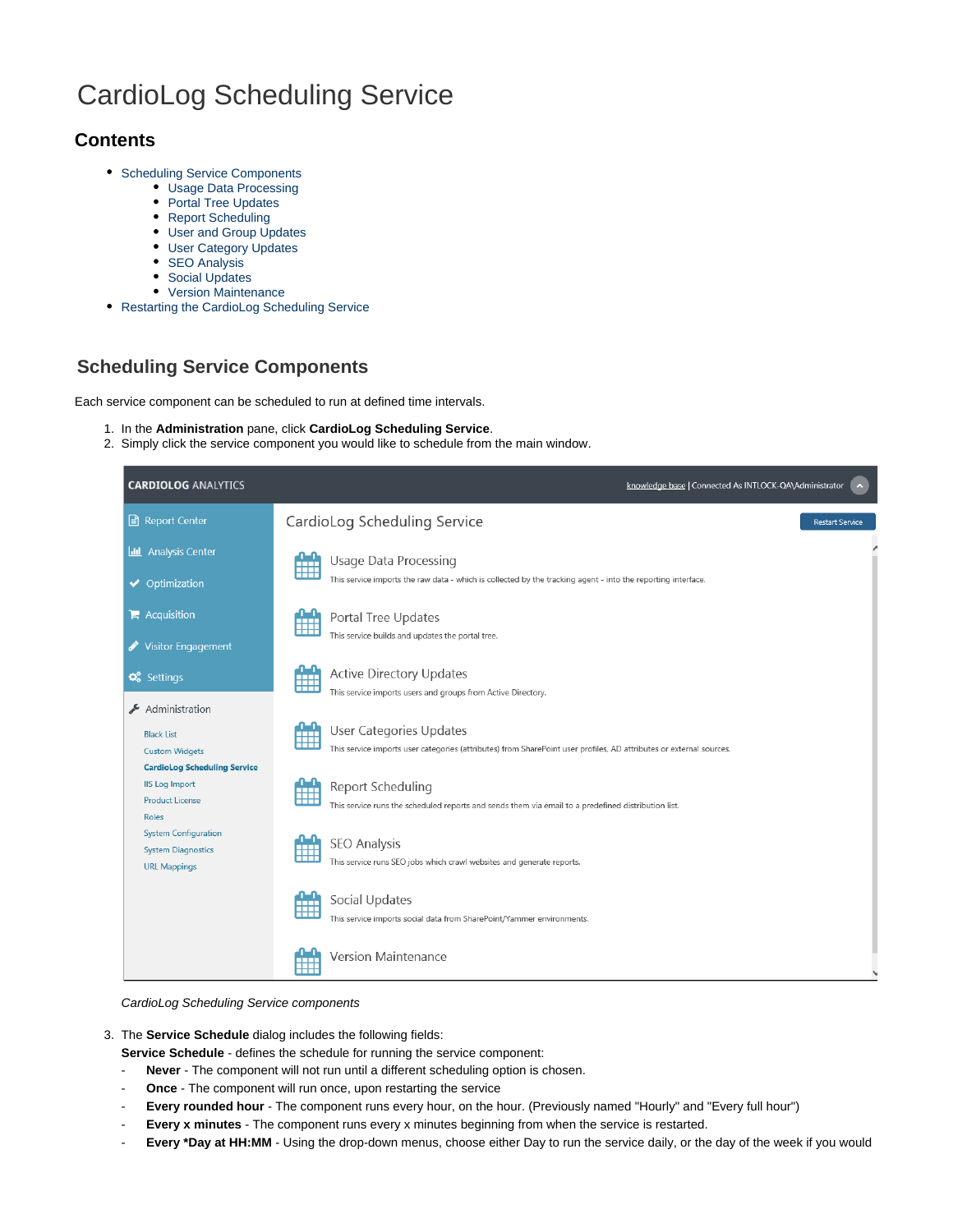# CardioLog Scheduling Service

## Contents

- Scheduling Service Components
  - Usage Data Processing
  - Portal Tree Updates
  - Report Scheduling
  - User and Group Updates
  - User Category Updates
  - SEO Analysis
  - Social Updates
  - Version Maintenance
- Restarting the CardioLog Scheduling Service

## Scheduling Service Components

Each service component can be scheduled to run at defined time intervals.

1. In the **Administration** pane, click **CardioLog Scheduling Service**.
2. Simply click the service component you would like to schedule from the main window.

*CardioLog Scheduling Service components*

3. The **Service Schedule** dialog includes the following fields:
   **Service Schedule** - defines the schedule for running the service component:
   - **Never** - The component will not run until a different scheduling option is chosen.
   - **Once** - The component will run once, upon restarting the service
   - **Every rounded hour** - The component runs every hour, on the hour. (Previously named "Hourly" and "Every full hour")
   - **Every x minutes** - The component runs every x minutes beginning from when the service is restarted.
   - **Every *Day at HH:MM** - Using the drop-down menus, choose either Day to run the service daily, or the day of the week if you would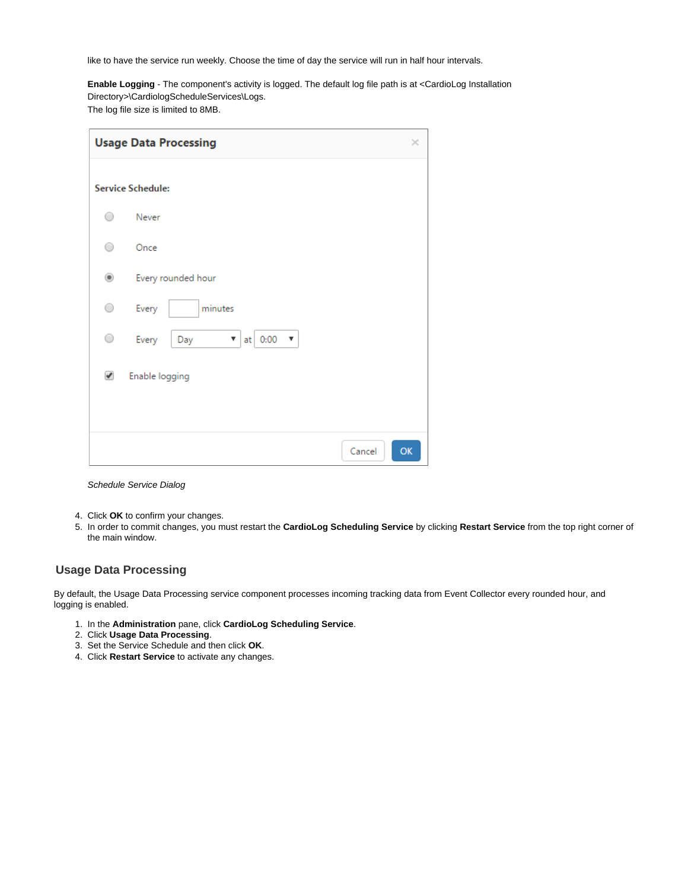like to have the service run weekly. Choose the time of day the service will run in half hour intervals.

**Enable Logging** - The component's activity is logged. The default log file path is at <CardioLog Installation Directory>\CardiologScheduleServices\Logs.
The log file size is limited to 8MB.

*Schedule Service Dialog*

4. Click **OK** to confirm your changes.
5. In order to commit changes, you must restart the **CardioLog Scheduling Service** by clicking **Restart Service** from the top right corner of the main window.

## Usage Data Processing

By default, the Usage Data Processing service component processes incoming tracking data from Event Collector every rounded hour, and logging is enabled.

1. In the **Administration** pane, click **CardioLog Scheduling Service**.
2. Click **Usage Data Processing**.
3. Set the Service Schedule and then click **OK**.
4. Click **Restart Service** to activate any changes.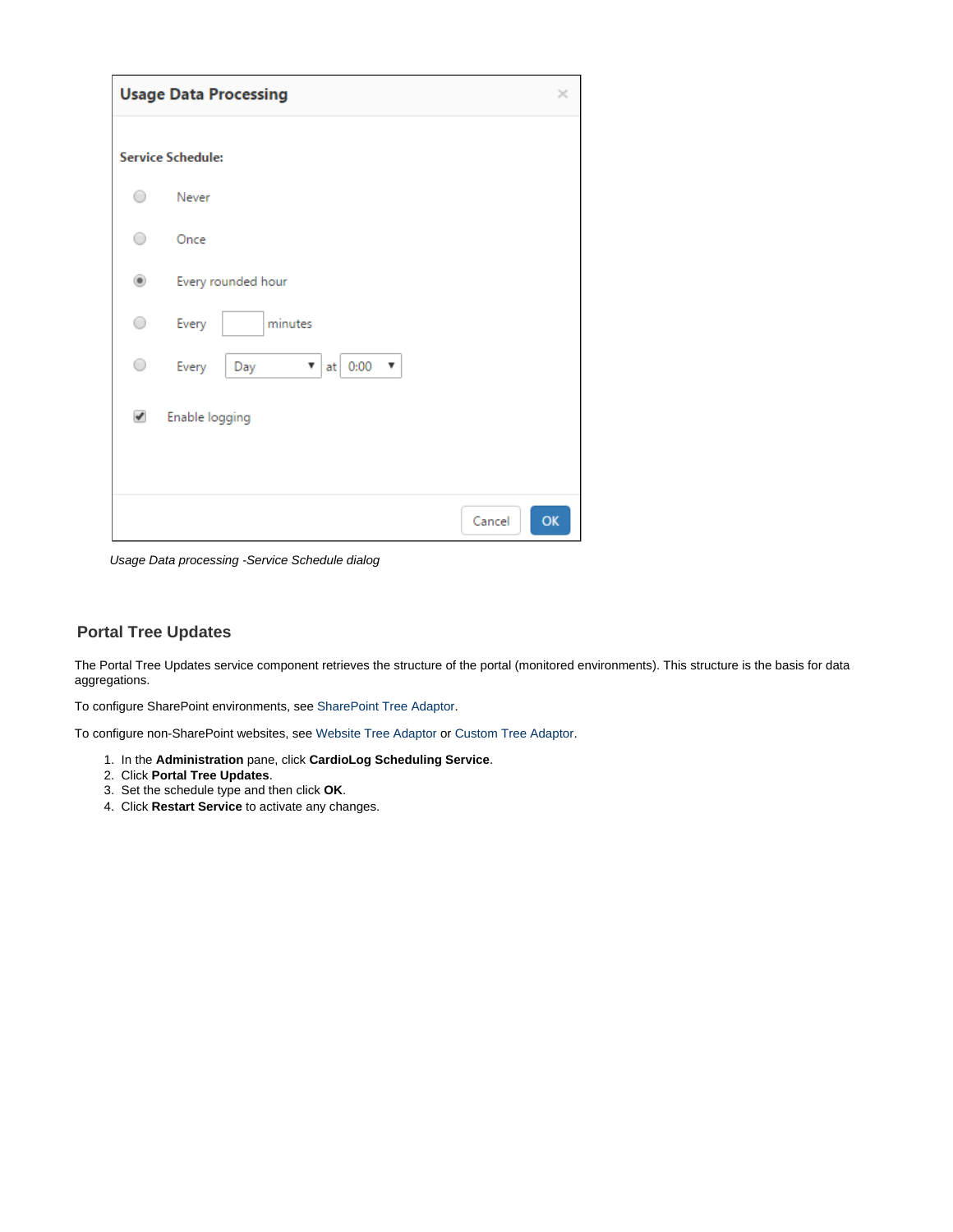*Usage Data processing -Service Schedule dialog*

## Portal Tree Updates

The Portal Tree Updates service component retrieves the structure of the portal (monitored environments). This structure is the basis for data aggregations.

To configure SharePoint environments, see SharePoint Tree Adaptor.

To configure non-SharePoint websites, see Website Tree Adaptor or Custom Tree Adaptor.

1. In the **Administration** pane, click **CardioLog Scheduling Service**.
2. Click **Portal Tree Updates**.
3. Set the schedule type and then click **OK**.
4. Click **Restart Service** to activate any changes.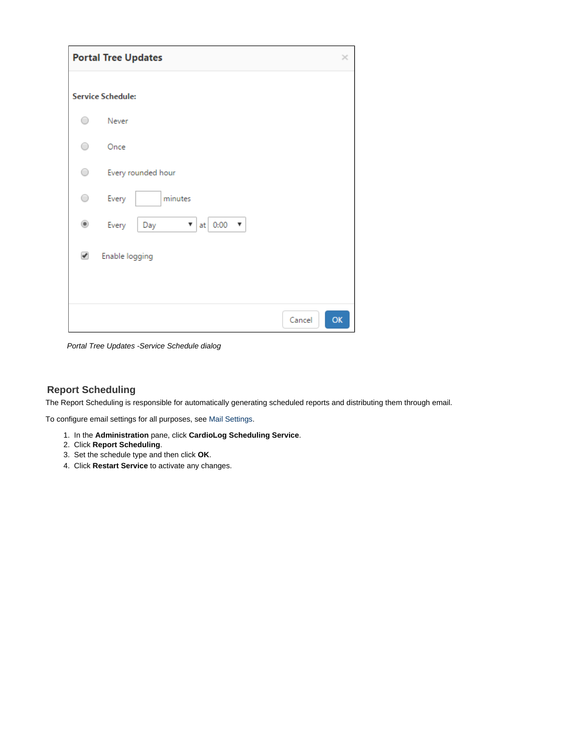*Portal Tree Updates -Service Schedule dialog*

## Report Scheduling

The Report Scheduling is responsible for automatically generating scheduled reports and distributing them through email.

To configure email settings for all purposes, see Mail Settings.

1. In the **Administration** pane, click **CardioLog Scheduling Service**.
2. Click **Report Scheduling**.
3. Set the schedule type and then click **OK**.
4. Click **Restart Service** to activate any changes.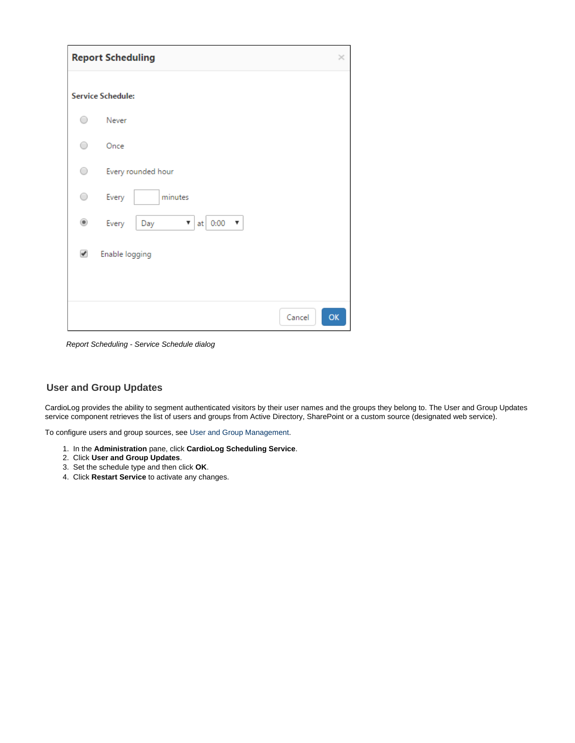*Report Scheduling - Service Schedule dialog*

## User and Group Updates

CardioLog provides the ability to segment authenticated visitors by their user names and the groups they belong to. The User and Group Updates service component retrieves the list of users and groups from Active Directory, SharePoint or a custom source (designated web service).

To configure users and group sources, see User and Group Management.

1. In the **Administration** pane, click **CardioLog Scheduling Service**.
2. Click **User and Group Updates**.
3. Set the schedule type and then click **OK**.
4. Click **Restart Service** to activate any changes.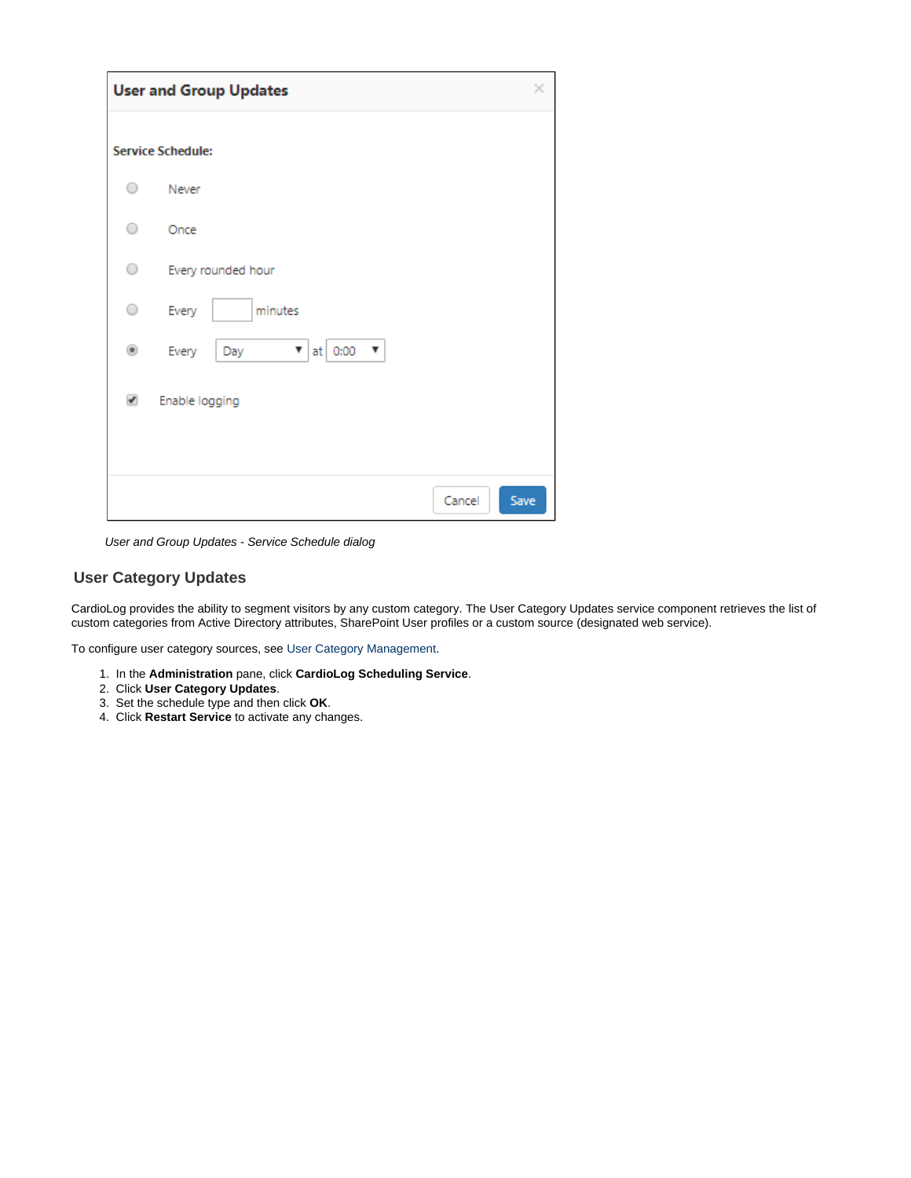User and Group Updates

Service Schedule:

- Never
- Once
- Every rounded hour
- Every [ ] minutes
- Every Day at 0:00

Enable logging

Cancel Save

*User and Group Updates - Service Schedule dialog*

## User Category Updates

CardioLog provides the ability to segment visitors by any custom category. The User Category Updates service component retrieves the list of custom categories from Active Directory attributes, SharePoint User profiles or a custom source (designated web service).

To configure user category sources, see User Category Management.

1. In the **Administration** pane, click **CardioLog Scheduling Service**.
2. Click **User Category Updates**.
3. Set the schedule type and then click **OK**.
4. Click **Restart Service** to activate any changes.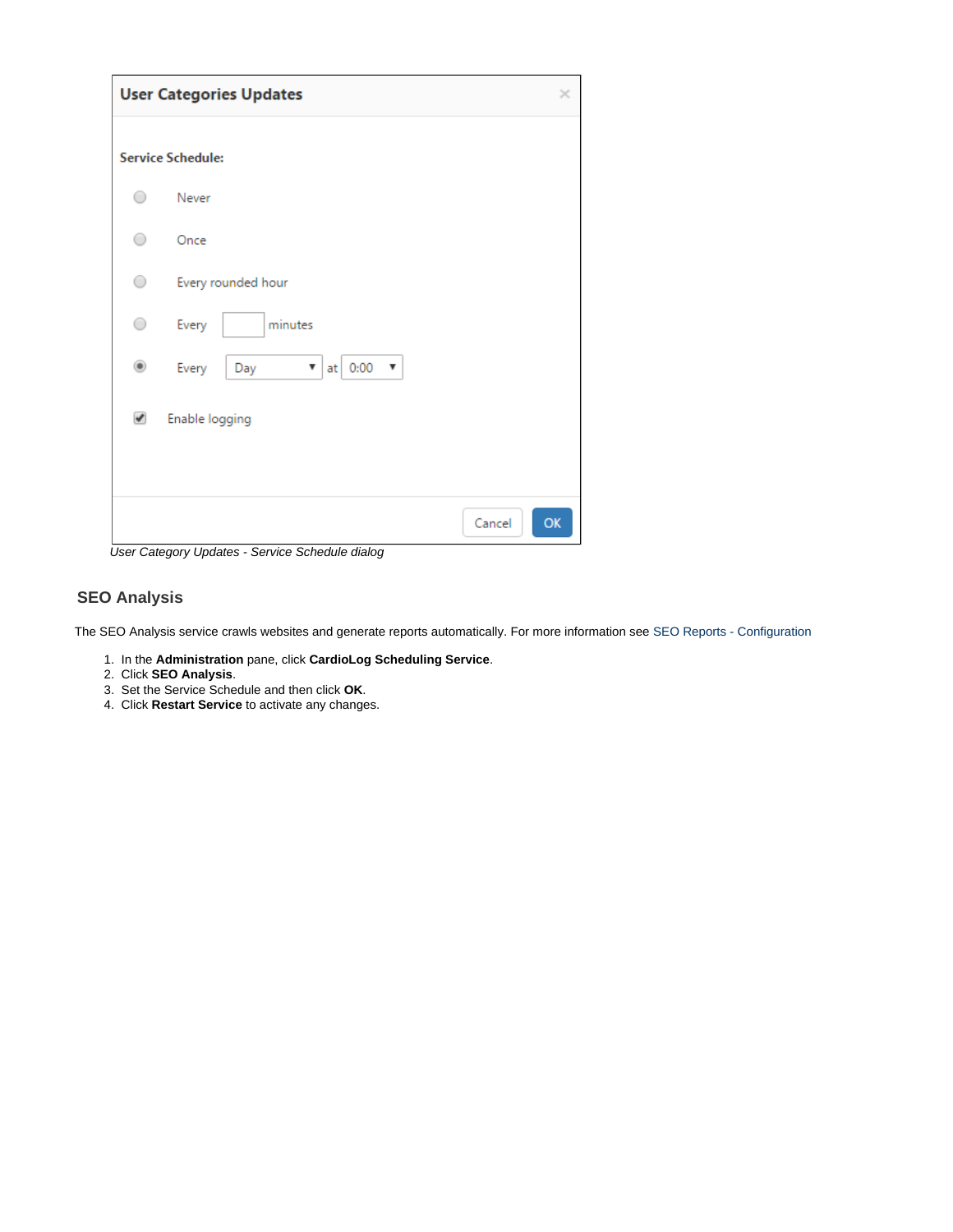*User Category Updates - Service Schedule dialog*

## SEO Analysis

The SEO Analysis service crawls websites and generate reports automatically. For more information see SEO Reports - Configuration

1. In the **Administration** pane, click **CardioLog Scheduling Service**.
2. Click **SEO Analysis**.
3. Set the Service Schedule and then click **OK**.
4. Click **Restart Service** to activate any changes.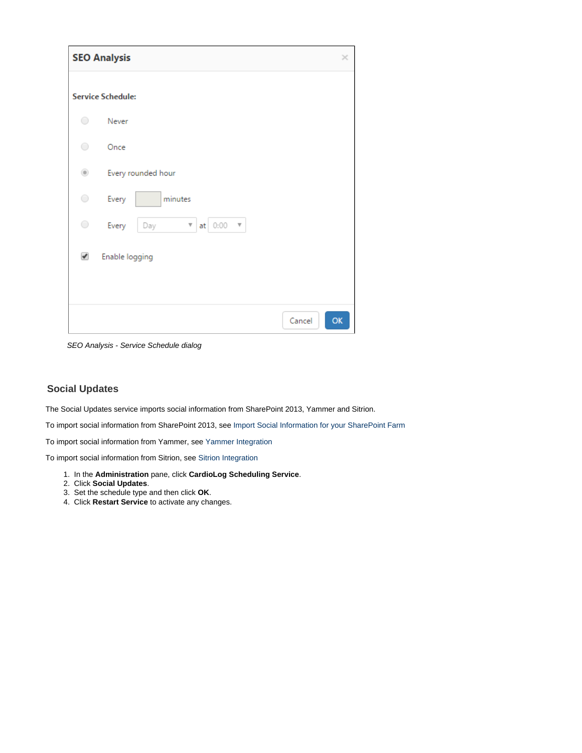*SEO Analysis - Service Schedule dialog*

## Social Updates

The Social Updates service imports social information from SharePoint 2013, Yammer and Sitrion.

To import social information from SharePoint 2013, see Import Social Information for your SharePoint Farm

To import social information from Yammer, see Yammer Integration

To import social information from Sitrion, see Sitrion Integration

1. In the **Administration** pane, click **CardioLog Scheduling Service**.
2. Click **Social Updates**.
3. Set the schedule type and then click **OK**.
4. Click **Restart Service** to activate any changes.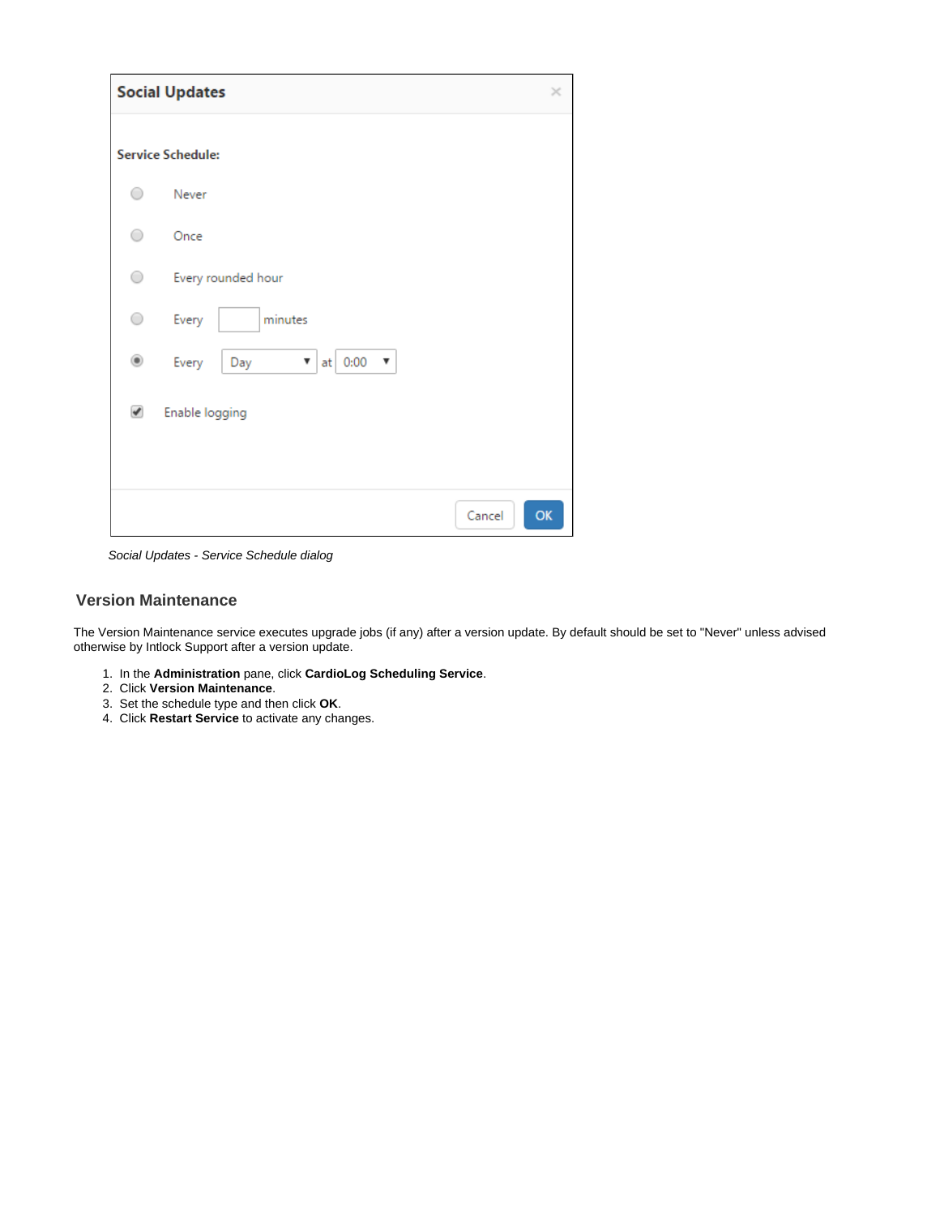*Social Updates - Service Schedule dialog*

## Version Maintenance

The Version Maintenance service executes upgrade jobs (if any) after a version update. By default should be set to "Never" unless advised otherwise by Intlock Support after a version update.

1. In the **Administration** pane, click **CardioLog Scheduling Service**.
2. Click **Version Maintenance**.
3. Set the schedule type and then click **OK**.
4. Click **Restart Service** to activate any changes.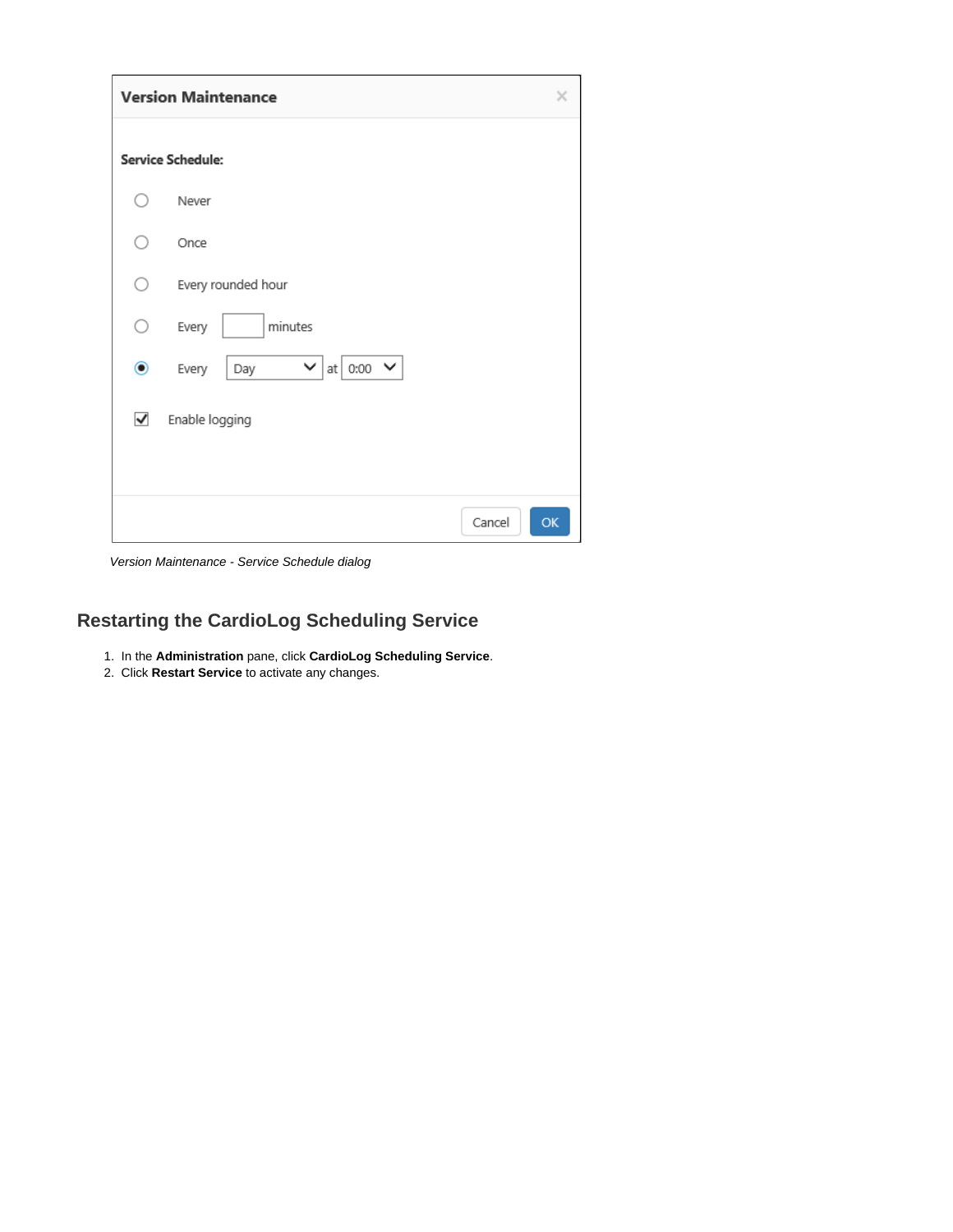*Version Maintenance - Service Schedule dialog*

## Restarting the CardioLog Scheduling Service

1. In the **Administration** pane, click **CardioLog Scheduling Service**.
2. Click **Restart Service** to activate any changes.